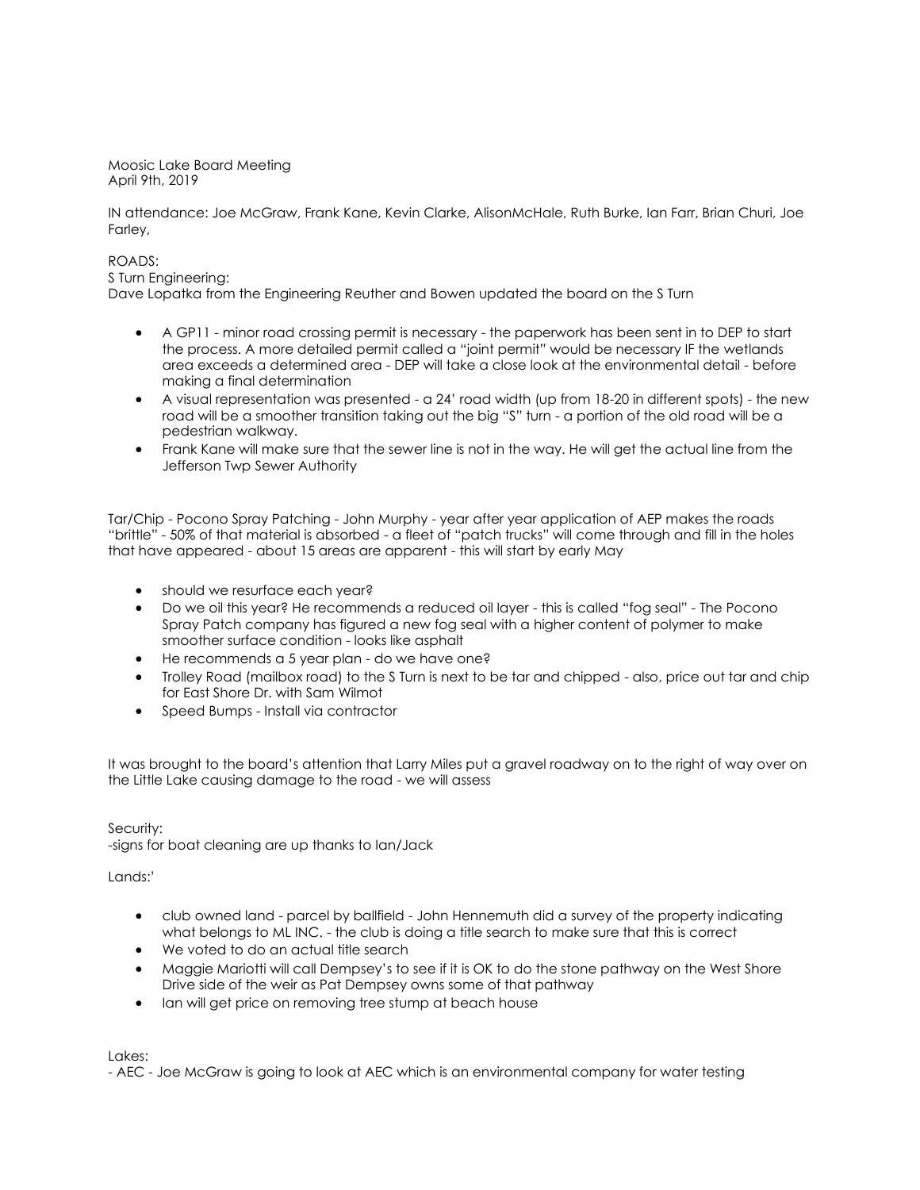Moosic Lake Board Meeting
April 9th, 2019

IN attendance: Joe McGraw, Frank Kane, Kevin Clarke, AlisonMcHale, Ruth Burke, Ian Farr, Brian Churi, Joe Farley,

ROADS:
S Turn Engineering:
Dave Lopatka from the Engineering Reuther and Bowen updated the board on the S Turn

- A GP11 - minor road crossing permit is necessary - the paperwork has been sent in to DEP to start the process. A more detailed permit called a "joint permit" would be necessary IF the wetlands area exceeds a determined area - DEP will take a close look at the environmental detail - before making a final determination
- A visual representation was presented - a 24' road width (up from 18-20 in different spots) - the new road will be a smoother transition taking out the big "S" turn - a portion of the old road will be a pedestrian walkway.
- Frank Kane will make sure that the sewer line is not in the way. He will get the actual line from the Jefferson Twp Sewer Authority

Tar/Chip - Pocono Spray Patching - John Murphy - year after year application of AEP makes the roads "brittle" - 50% of that material is absorbed - a fleet of "patch trucks" will come through and fill in the holes that have appeared - about 15 areas are apparent - this will start by early May

- should we resurface each year?
- Do we oil this year? He recommends a reduced oil layer - this is called "fog seal" - The Pocono Spray Patch company has figured a new fog seal with a higher content of polymer to make smoother surface condition - looks like asphalt
- He recommends a 5 year plan - do we have one?
- Trolley Road (mailbox road) to the S Turn is next to be tar and chipped - also, price out tar and chip for East Shore Dr. with Sam Wilmot
- Speed Bumps - Install via contractor

It was brought to the board's attention that Larry Miles put a gravel roadway on to the right of way over on the Little Lake causing damage to the road - we will assess

Security:
-signs for boat cleaning are up thanks to Ian/Jack

Lands:'

- club owned land - parcel by ballfield - John Hennemuth did a survey of the property indicating what belongs to ML INC. - the club is doing a title search to make sure that this is correct
- We voted to do an actual title search
- Maggie Mariotti will call Dempsey's to see if it is OK to do the stone pathway on the West Shore Drive side of the weir as Pat Dempsey owns some of that pathway
- Ian will get price on removing tree stump at beach house

Lakes:
- AEC - Joe McGraw is going to look at AEC which is an environmental company for water testing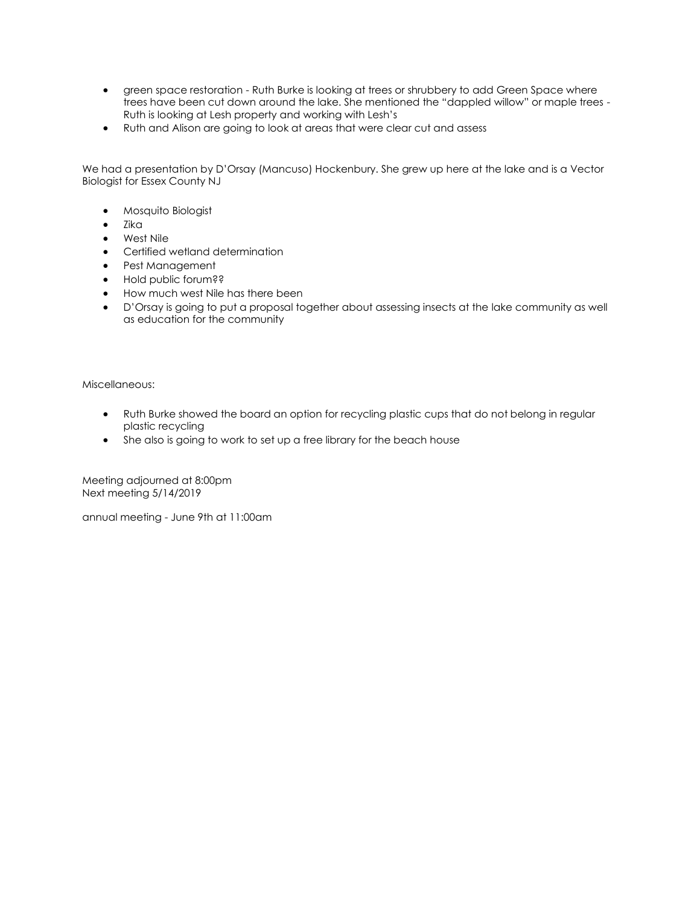- green space restoration - Ruth Burke is looking at trees or shrubbery to add Green Space where trees have been cut down around the lake. She mentioned the "dappled willow" or maple trees - Ruth is looking at Lesh property and working with Lesh's
- Ruth and Alison are going to look at areas that were clear cut and assess

We had a presentation by D'Orsay (Mancuso) Hockenbury. She grew up here at the lake and is a Vector Biologist for Essex County NJ

- Mosquito Biologist
- Zika
- West Nile
- Certified wetland determination
- Pest Management
- Hold public forum??
- How much west Nile has there been
- D'Orsay is going to put a proposal together about assessing insects at the lake community as well as education for the community

Miscellaneous:

- Ruth Burke showed the board an option for recycling plastic cups that do not belong in regular plastic recycling
- She also is going to work to set up a free library for the beach house

Meeting adjourned at 8:00pm
Next meeting 5/14/2019

annual meeting - June 9th at 11:00am